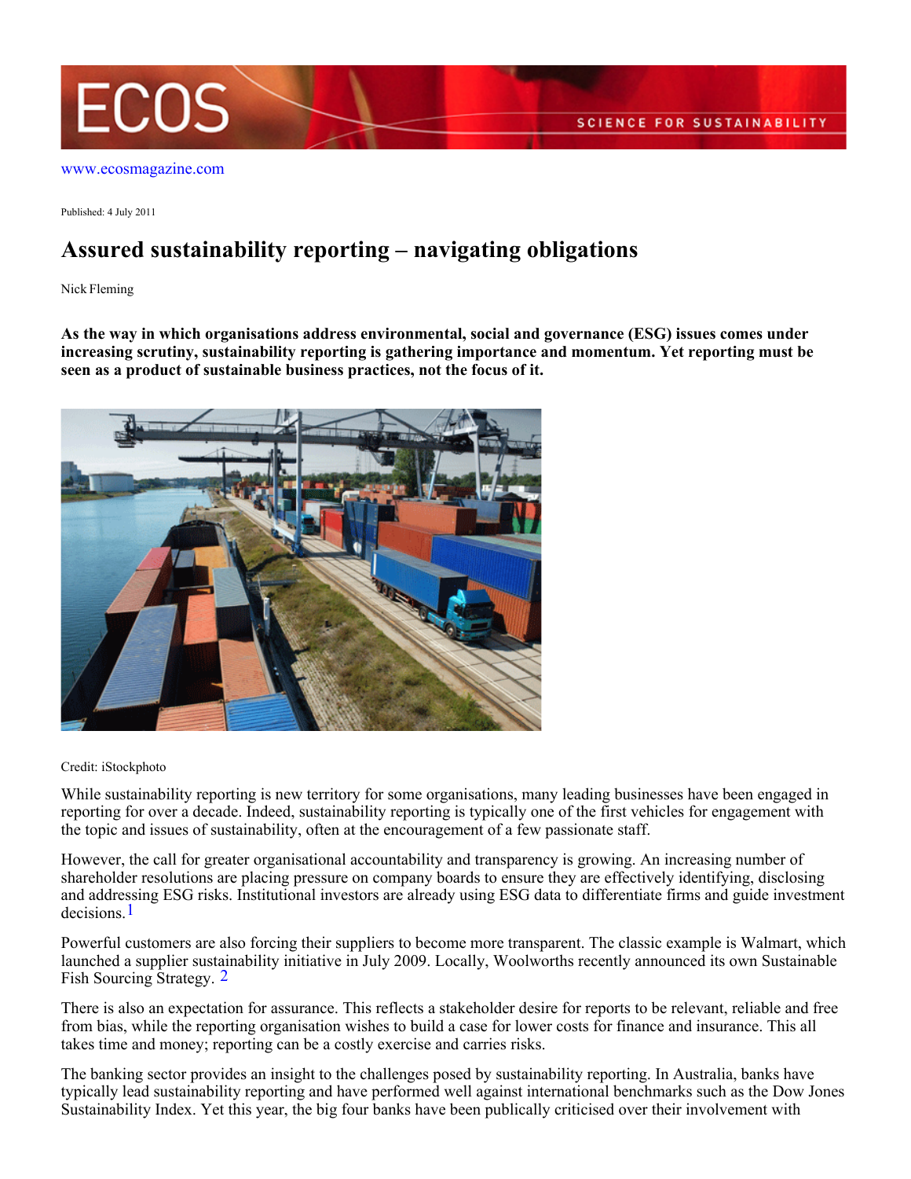www.ecosmagazine.com

Published: 4 July 2011

# Assured sustainability reporting – navigating obligations

Nick Fleming

**As the way in which organisations address environmental, social and governance (ESG) issues comes under increasing scrutiny, sustainability reporting is gathering importance and momentum. Yet reporting must be seen as a product of sustainable business practices, not the focus of it.**

Credit: iStockphoto

While sustainability reporting is new territory for some organisations, many leading businesses have been engaged in reporting for over a decade. Indeed, sustainability reporting is typically one of the first vehicles for engagement with the topic and issues of sustainability, often at the encouragement of a few passionate staff.

However, the call for greater organisational accountability and transparency is growing. An increasing number of shareholder resolutions are placing pressure on company boards to ensure they are effectively identifying, disclosing and addressing ESG risks. Institutional investors are already using ESG data to differentiate firms and guide investment decisions.[1]

Powerful customers are also forcing their suppliers to become more transparent. The classic example is Walmart, which launched a supplier sustainability initiative in July 2009. Locally, Woolworths recently announced its own Sustainable Fish Sourcing Strategy. [2]

There is also an expectation for assurance. This reflects a stakeholder desire for reports to be relevant, reliable and free from bias, while the reporting organisation wishes to build a case for lower costs for finance and insurance. This all takes time and money; reporting can be a costly exercise and carries risks.

The banking sector provides an insight to the challenges posed by sustainability reporting. In Australia, banks have typically lead sustainability reporting and have performed well against international benchmarks such as the Dow Jones Sustainability Index. Yet this year, the big four banks have been publically criticised over their involvement with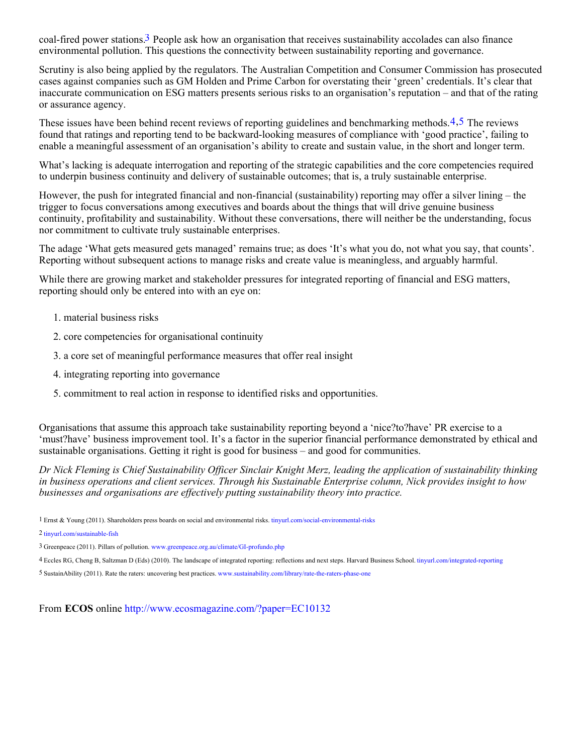coal-fired power stations.[3] People ask how an organisation that receives sustainability accolades can also finance environmental pollution. This questions the connectivity between sustainability reporting and governance.

Scrutiny is also being applied by the regulators. The Australian Competition and Consumer Commission has prosecuted cases against companies such as GM Holden and Prime Carbon for overstating their 'green' credentials. It's clear that inaccurate communication on ESG matters presents serious risks to an organisation's reputation – and that of the rating or assurance agency.

These issues have been behind recent reviews of reporting guidelines and benchmarking methods.[4,5] The reviews found that ratings and reporting tend to be backward-looking measures of compliance with 'good practice', failing to enable a meaningful assessment of an organisation's ability to create and sustain value, in the short and longer term.

What's lacking is adequate interrogation and reporting of the strategic capabilities and the core competencies required to underpin business continuity and delivery of sustainable outcomes; that is, a truly sustainable enterprise.

However, the push for integrated financial and non-financial (sustainability) reporting may offer a silver lining – the trigger to focus conversations among executives and boards about the things that will drive genuine business continuity, profitability and sustainability. Without these conversations, there will neither be the understanding, focus nor commitment to cultivate truly sustainable enterprises.

The adage 'What gets measured gets managed' remains true; as does 'It's what you do, not what you say, that counts'. Reporting without subsequent actions to manage risks and create value is meaningless, and arguably harmful.

While there are growing market and stakeholder pressures for integrated reporting of financial and ESG matters, reporting should only be entered into with an eye on:

1. material business risks
2. core competencies for organisational continuity
3. a core set of meaningful performance measures that offer real insight
4. integrating reporting into governance
5. commitment to real action in response to identified risks and opportunities.

Organisations that assume this approach take sustainability reporting beyond a 'nice?to?have' PR exercise to a 'must?have' business improvement tool. It's a factor in the superior financial performance demonstrated by ethical and sustainable organisations. Getting it right is good for business – and good for communities.

*Dr Nick Fleming is Chief Sustainability Officer Sinclair Knight Merz, leading the application of sustainability thinking in business operations and client services. Through his Sustainable Enterprise column, Nick provides insight to how businesses and organisations are effectively putting sustainability theory into practice.*

1 Ernst & Young (2011). Shareholders press boards on social and environmental risks. tinyurl.com/social-environmental-risks

2 tinyurl.com/sustainable-fish

3 Greenpeace (2011). Pillars of pollution. www.greenpeace.org.au/climate/GI-profundo.php

4 Eccles RG, Cheng B, Saltzman D (Eds) (2010). The landscape of integrated reporting: reflections and next steps. Harvard Business School. tinyurl.com/integrated-reporting

5 SustainAbility (2011). Rate the raters: uncovering best practices. www.sustainability.com/library/rate-the-raters-phase-one

From **ECOS** online http://www.ecosmagazine.com/?paper=EC10132